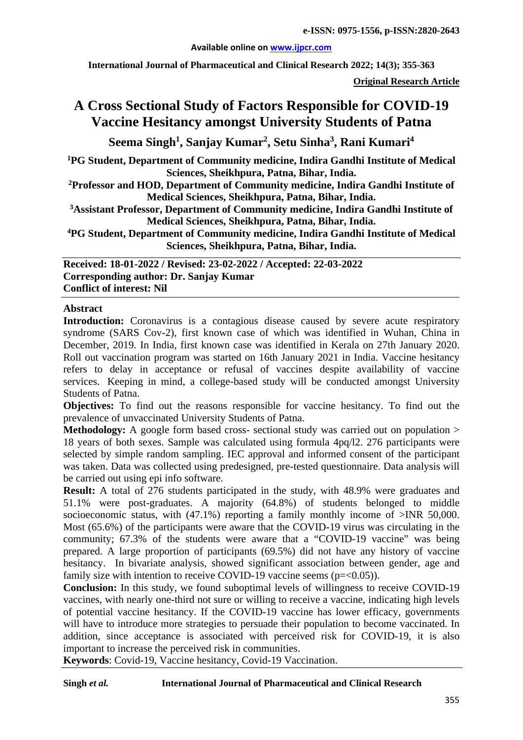# A Cross Sectional Study of Factors Responsible for COVID-19 Vaccine Hesitancy amongst University Students of Patna

**Seema Singh[1], Sanjay Kumar[2], Setu Sinha[3], Rani Kumari[4]**

[1]PG Student, Department of Community medicine, Indira Gandhi Institute of Medical Sciences, Sheikhpura, Patna, Bihar, India.

[2]Professor and HOD, Department of Community medicine, Indira Gandhi Institute of Medical Sciences, Sheikhpura, Patna, Bihar, India.

[3]Assistant Professor, Department of Community medicine, Indira Gandhi Institute of Medical Sciences, Sheikhpura, Patna, Bihar, India.

[4]PG Student, Department of Community medicine, Indira Gandhi Institute of Medical Sciences, Sheikhpura, Patna, Bihar, India.

**Received: 18-01-2022 / Revised: 23-02-2022 / Accepted: 22-03-2022**
**Corresponding author: Dr. Sanjay Kumar**
**Conflict of interest: Nil**

## Abstract

**Introduction:** Coronavirus is a contagious disease caused by severe acute respiratory syndrome (SARS Cov-2), first known case of which was identified in Wuhan, China in December, 2019. In India, first known case was identified in Kerala on 27th January 2020. Roll out vaccination program was started on 16th January 2021 in India. Vaccine hesitancy refers to delay in acceptance or refusal of vaccines despite availability of vaccine services. Keeping in mind, a college-based study will be conducted amongst University Students of Patna.

**Objectives:** To find out the reasons responsible for vaccine hesitancy. To find out the prevalence of unvaccinated University Students of Patna.

**Methodology:** A google form based cross- sectional study was carried out on population > 18 years of both sexes. Sample was calculated using formula 4pq/l2. 276 participants were selected by simple random sampling. IEC approval and informed consent of the participant was taken. Data was collected using predesigned, pre-tested questionnaire. Data analysis will be carried out using epi info software.

**Result:** A total of 276 students participated in the study, with 48.9% were graduates and 51.1% were post-graduates. A majority (64.8%) of students belonged to middle socioeconomic status, with (47.1%) reporting a family monthly income of >INR 50,000. Most (65.6%) of the participants were aware that the COVID-19 virus was circulating in the community; 67.3% of the students were aware that a "COVID-19 vaccine" was being prepared. A large proportion of participants (69.5%) did not have any history of vaccine hesitancy. In bivariate analysis, showed significant association between gender, age and family size with intention to receive COVID-19 vaccine seems (p=<0.05)).

**Conclusion:** In this study, we found suboptimal levels of willingness to receive COVID-19 vaccines, with nearly one-third not sure or willing to receive a vaccine, indicating high levels of potential vaccine hesitancy. If the COVID-19 vaccine has lower efficacy, governments will have to introduce more strategies to persuade their population to become vaccinated. In addition, since acceptance is associated with perceived risk for COVID-19, it is also important to increase the perceived risk in communities.

**Keywords**: Covid-19, Vaccine hesitancy, Covid-19 Vaccination.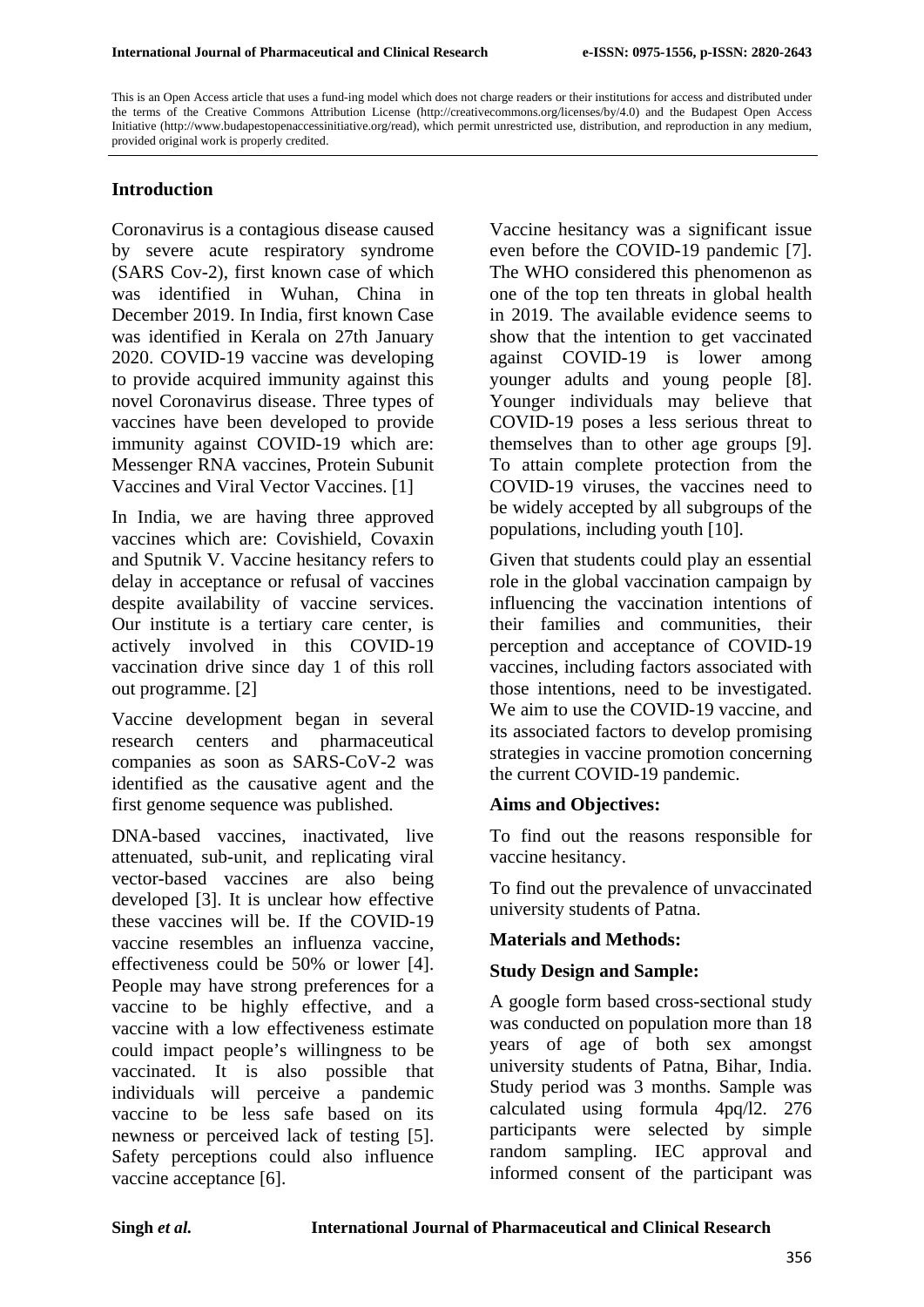This is an Open Access article that uses a fund-ing model which does not charge readers or their institutions for access and distributed under the terms of the Creative Commons Attribution License (http://creativecommons.org/licenses/by/4.0) and the Budapest Open Access Initiative (http://www.budapestopenaccessinitiative.org/read), which permit unrestricted use, distribution, and reproduction in any medium, provided original work is properly credited.

## Introduction

Coronavirus is a contagious disease caused by severe acute respiratory syndrome (SARS Cov-2), first known case of which was identified in Wuhan, China in December 2019. In India, first known Case was identified in Kerala on 27th January 2020. COVID-19 vaccine was developing to provide acquired immunity against this novel Coronavirus disease. Three types of vaccines have been developed to provide immunity against COVID-19 which are: Messenger RNA vaccines, Protein Subunit Vaccines and Viral Vector Vaccines. [1]

In India, we are having three approved vaccines which are: Covishield, Covaxin and Sputnik V. Vaccine hesitancy refers to delay in acceptance or refusal of vaccines despite availability of vaccine services. Our institute is a tertiary care center, is actively involved in this COVID-19 vaccination drive since day 1 of this roll out programme. [2]

Vaccine development began in several research centers and pharmaceutical companies as soon as SARS-CoV-2 was identified as the causative agent and the first genome sequence was published.

DNA-based vaccines, inactivated, live attenuated, sub-unit, and replicating viral vector-based vaccines are also being developed [3]. It is unclear how effective these vaccines will be. If the COVID-19 vaccine resembles an influenza vaccine, effectiveness could be 50% or lower [4]. People may have strong preferences for a vaccine to be highly effective, and a vaccine with a low effectiveness estimate could impact people's willingness to be vaccinated. It is also possible that individuals will perceive a pandemic vaccine to be less safe based on its newness or perceived lack of testing [5]. Safety perceptions could also influence vaccine acceptance [6].

Vaccine hesitancy was a significant issue even before the COVID-19 pandemic [7]. The WHO considered this phenomenon as one of the top ten threats in global health in 2019. The available evidence seems to show that the intention to get vaccinated against COVID-19 is lower among younger adults and young people [8]. Younger individuals may believe that COVID-19 poses a less serious threat to themselves than to other age groups [9]. To attain complete protection from the COVID-19 viruses, the vaccines need to be widely accepted by all subgroups of the populations, including youth [10].

Given that students could play an essential role in the global vaccination campaign by influencing the vaccination intentions of their families and communities, their perception and acceptance of COVID-19 vaccines, including factors associated with those intentions, need to be investigated. We aim to use the COVID-19 vaccine, and its associated factors to develop promising strategies in vaccine promotion concerning the current COVID-19 pandemic.

### Aims and Objectives:

To find out the reasons responsible for vaccine hesitancy.

To find out the prevalence of unvaccinated university students of Patna.

### Materials and Methods:

### Study Design and Sample:

A google form based cross-sectional study was conducted on population more than 18 years of age of both sex amongst university students of Patna, Bihar, India. Study period was 3 months. Sample was calculated using formula 4pq/l2. 276 participants were selected by simple random sampling. IEC approval and informed consent of the participant was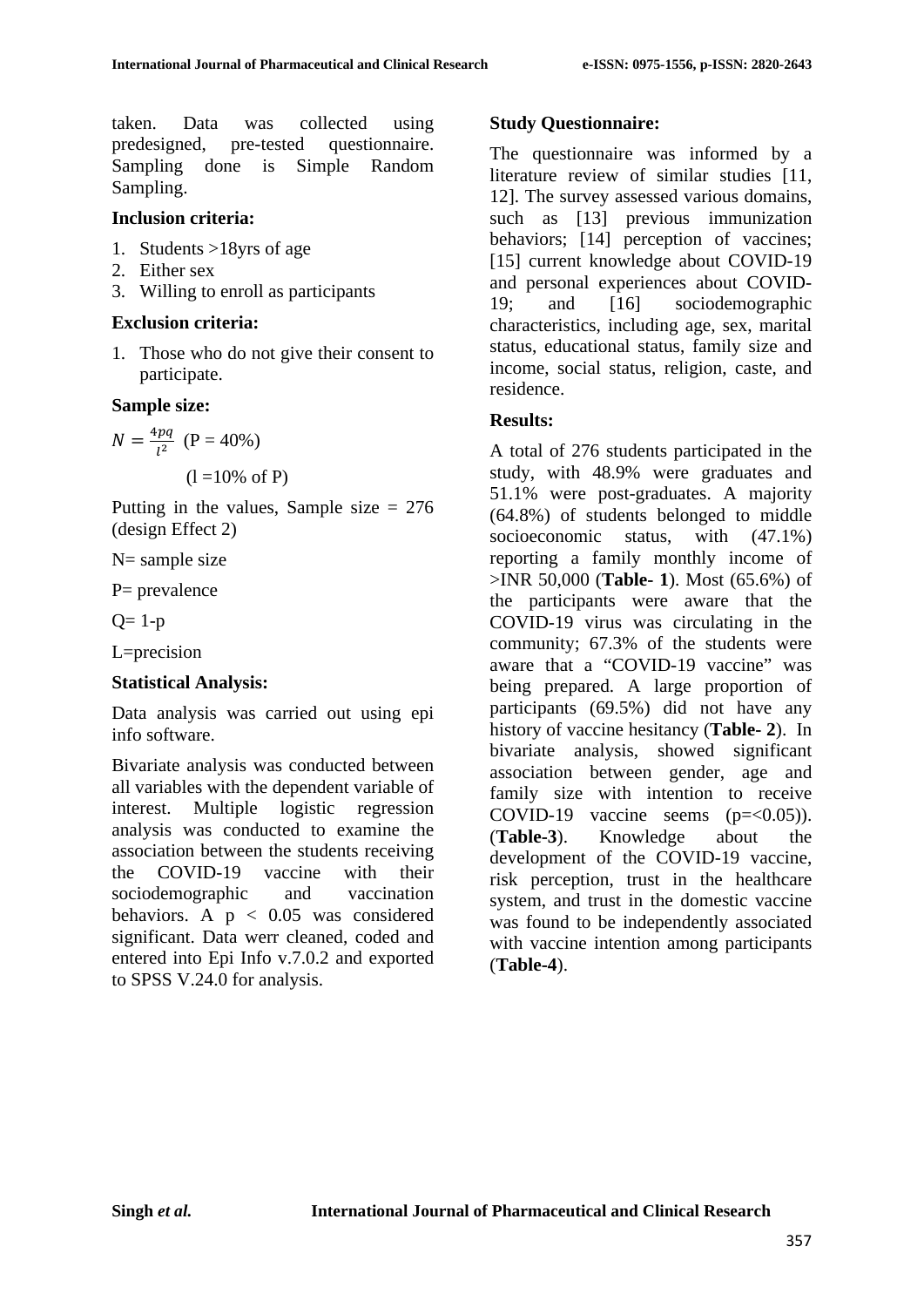taken. Data was collected using predesigned, pre-tested questionnaire. Sampling done is Simple Random Sampling.

**Inclusion criteria:**

1. Students >18yrs of age
2. Either sex
3. Willing to enroll as participants

**Exclusion criteria:**

1. Those who do not give their consent to participate.

**Sample size:**

$N = \frac{4pq}{l^2}$ (P = 40%)

(l =10% of P)

Putting in the values, Sample size = 276 (design Effect 2)

N= sample size

P= prevalence

Q= 1-p

L=precision

**Statistical Analysis:**

Data analysis was carried out using epi info software.

Bivariate analysis was conducted between all variables with the dependent variable of interest. Multiple logistic regression analysis was conducted to examine the association between the students receiving the COVID-19 vaccine with their sociodemographic and vaccination behaviors. A $p < 0.05$ was considered significant. Data werr cleaned, coded and entered into Epi Info v.7.0.2 and exported to SPSS V.24.0 for analysis.

**Study Questionnaire:**

The questionnaire was informed by a literature review of similar studies [11, 12]. The survey assessed various domains, such as [13] previous immunization behaviors; [14] perception of vaccines; [15] current knowledge about COVID-19 and personal experiences about COVID-19; and [16] sociodemographic characteristics, including age, sex, marital status, educational status, family size and income, social status, religion, caste, and residence.

**Results:**

A total of 276 students participated in the study, with 48.9% were graduates and 51.1% were post-graduates. A majority (64.8%) of students belonged to middle socioeconomic status, with (47.1%) reporting a family monthly income of >INR 50,000 (**Table- 1**). Most (65.6%) of the participants were aware that the COVID-19 virus was circulating in the community; 67.3% of the students were aware that a "COVID-19 vaccine" was being prepared. A large proportion of participants (69.5%) did not have any history of vaccine hesitancy (**Table- 2**). In bivariate analysis, showed significant association between gender, age and family size with intention to receive COVID-19 vaccine seems (p=<0.05)). (**Table-3**). Knowledge about the development of the COVID-19 vaccine, risk perception, trust in the healthcare system, and trust in the domestic vaccine was found to be independently associated with vaccine intention among participants (**Table-4**).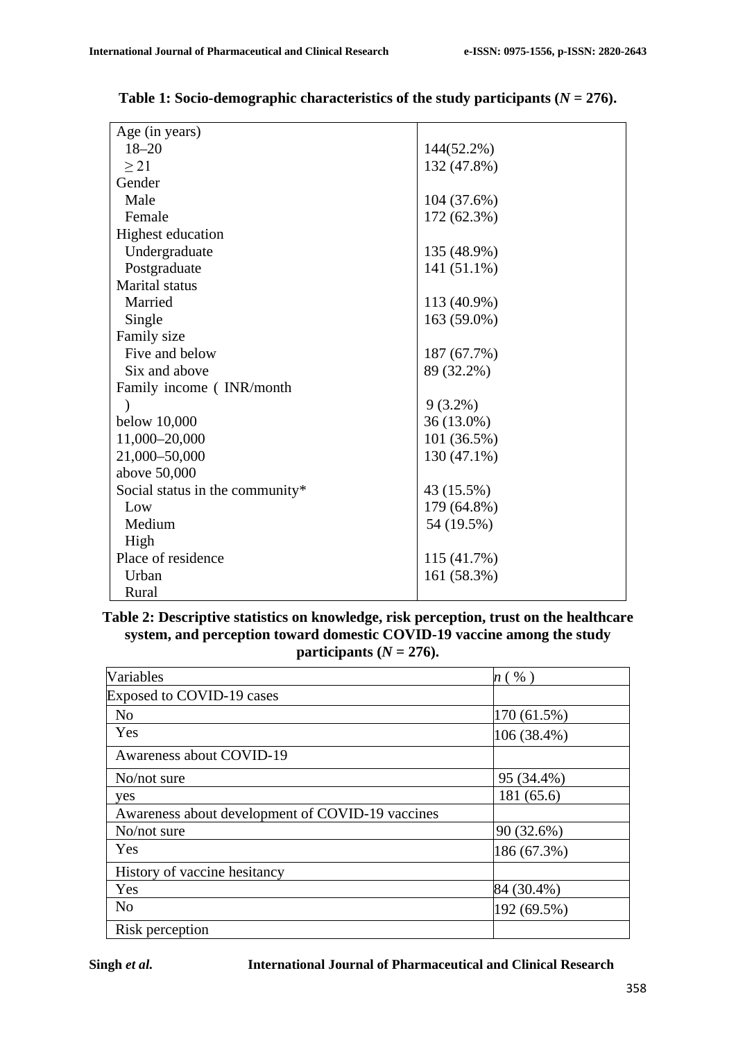**Table 1: Socio-demographic characteristics of the study participants ($N$ = 276).**

| | |
|---|---|
| Age (in years) | |
| 18–20 | 144(52.2%) |
| ≥ 21 | 132 (47.8%) |
| Gender | |
| Male | 104 (37.6%) |
| Female | 172 (62.3%) |
| Highest education | |
| Undergraduate | 135 (48.9%) |
| Postgraduate | 141 (51.1%) |
| Marital status | |
| Married | 113 (40.9%) |
| Single | 163 (59.0%) |
| Family size | |
| Five and below | 187 (67.7%) |
| Six and above | 89 (32.2%) |
| Family income ( INR/month ) | 9 (3.2%) |
| below 10,000 | 36 (13.0%) |
| 11,000–20,000 | 101 (36.5%) |
| 21,000–50,000 | 130 (47.1%) |
| above 50,000 | |
| Social status in the community* | 43 (15.5%) |
| Low | 179 (64.8%) |
| Medium | 54 (19.5%) |
| High | |
| Place of residence | 115 (41.7%) |
| Urban | 161 (58.3%) |
| Rural | |

**Table 2: Descriptive statistics on knowledge, risk perception, trust on the healthcare system, and perception toward domestic COVID-19 vaccine among the study participants ($N$ = 276).**

| Variables | $n$ ( % ) |
|---|---|
| Exposed to COVID-19 cases | |
| No | 170 (61.5%) |
| Yes | 106 (38.4%) |
| Awareness about COVID-19 | |
| No/not sure | 95 (34.4%) |
| yes | 181 (65.6) |
| Awareness about development of COVID-19 vaccines | |
| No/not sure | 90 (32.6%) |
| Yes | 186 (67.3%) |
| History of vaccine hesitancy | |
| Yes | 84 (30.4%) |
| No | 192 (69.5%) |
| Risk perception | |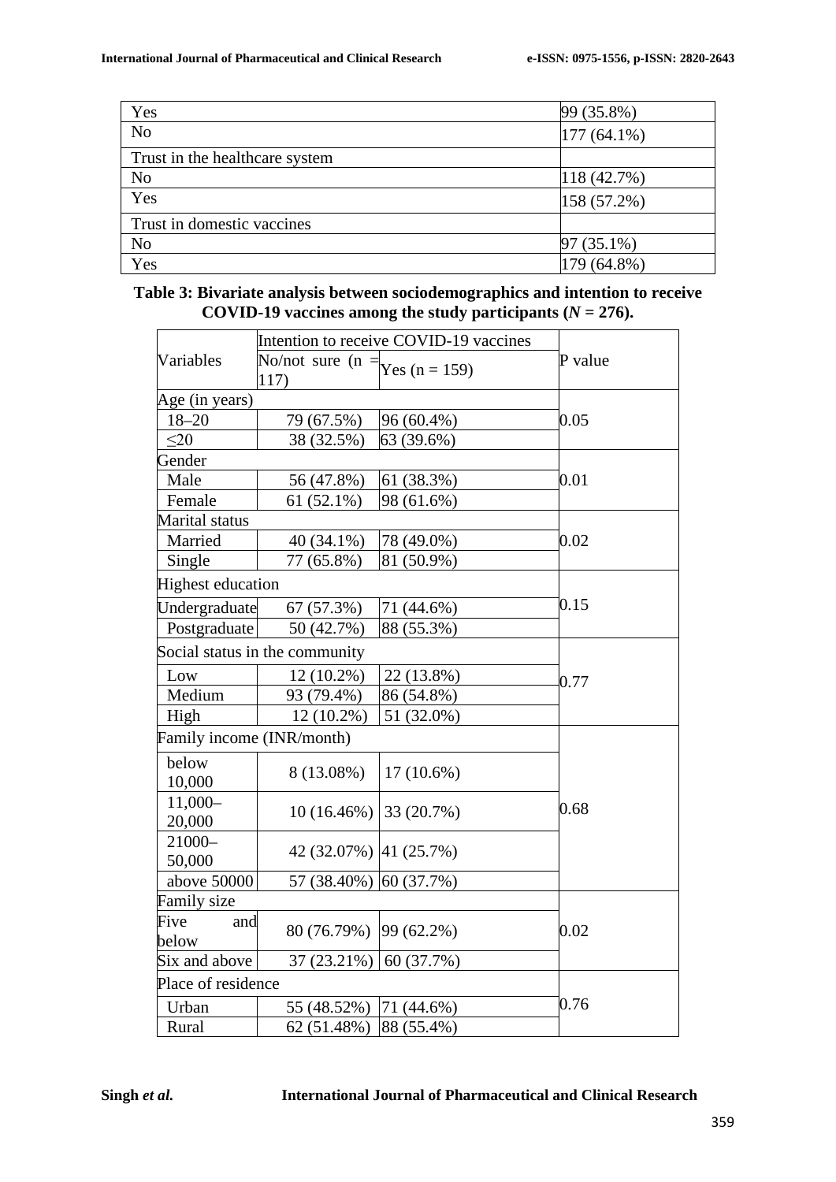| | |
|---|---|
| Yes | 99 (35.8%) |
| No | 177 (64.1%) |
| Trust in the healthcare system | |
| No | 118 (42.7%) |
| Yes | 158 (57.2%) |
| Trust in domestic vaccines | |
| No | 97 (35.1%) |
| Yes | 179 (64.8%) |

**Table 3: Bivariate analysis between sociodemographics and intention to receive COVID-19 vaccines among the study participants (*N* = 276).**

| Variables | Intention to receive COVID-19 vaccines | | P value |
|---|---|---|---|
| | No/not sure (n = 117) | Yes (n = 159) | |
| Age (in years) | | | |
| 18–20 | 79 (67.5%) | 96 (60.4%) | 0.05 |
| ≤20 | 38 (32.5%) | 63 (39.6%) | |
| Gender | | | |
| Male | 56 (47.8%) | 61 (38.3%) | 0.01 |
| Female | 61 (52.1%) | 98 (61.6%) | |
| Marital status | | | |
| Married | 40 (34.1%) | 78 (49.0%) | 0.02 |
| Single | 77 (65.8%) | 81 (50.9%) | |
| Highest education | | | |
| Undergraduate | 67 (57.3%) | 71 (44.6%) | 0.15 |
| Postgraduate | 50 (42.7%) | 88 (55.3%) | |
| Social status in the community | | | |
| Low | 12 (10.2%) | 22 (13.8%) | 0.77 |
| Medium | 93 (79.4%) | 86 (54.8%) | |
| High | 12 (10.2%) | 51 (32.0%) | |
| Family income (INR/month) | | | |
| below 10,000 | 8 (13.08%) | 17 (10.6%) | 0.68 |
| 11,000–20,000 | 10 (16.46%) | 33 (20.7%) | |
| 21000–50,000 | 42 (32.07%) | 41 (25.7%) | |
| above 50000 | 57 (38.40%) | 60 (37.7%) | |
| Family size | | | |
| Five and below | 80 (76.79%) | 99 (62.2%) | 0.02 |
| Six and above | 37 (23.21%) | 60 (37.7%) | |
| Place of residence | | | |
| Urban | 55 (48.52%) | 71 (44.6%) | 0.76 |
| Rural | 62 (51.48%) | 88 (55.4%) | |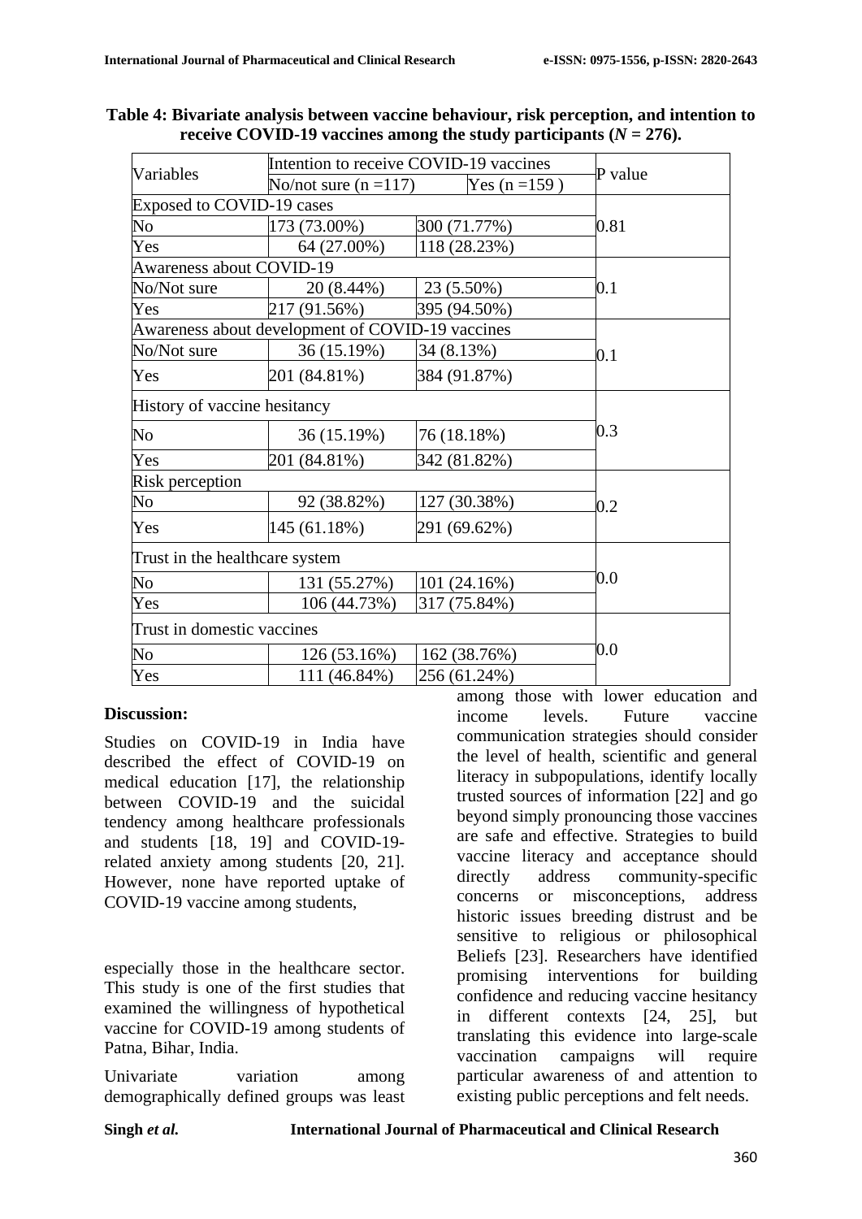**Table 4: Bivariate analysis between vaccine behaviour, risk perception, and intention to receive COVID-19 vaccines among the study participants ($N$ = 276).**

| Variables | Intention to receive COVID-19 vaccines | | P value |
|---|---|---|---|
| | No/not sure (n =117) | Yes (n =159 ) | |
| Exposed to COVID-19 cases | | | |
| No | 173 (73.00%) | 300 (71.77%) | 0.81 |
| Yes | 64 (27.00%) | 118 (28.23%) | |
| Awareness about COVID-19 | | | |
| No/Not sure | 20 (8.44%) | 23 (5.50%) | 0.1 |
| Yes | 217 (91.56%) | 395 (94.50%) | |
| Awareness about development of COVID-19 vaccines | | | |
| No/Not sure | 36 (15.19%) | 34 (8.13%) | 0.1 |
| Yes | 201 (84.81%) | 384 (91.87%) | |
| History of vaccine hesitancy | | | |
| No | 36 (15.19%) | 76 (18.18%) | 0.3 |
| Yes | 201 (84.81%) | 342 (81.82%) | |
| Risk perception | | | |
| No | 92 (38.82%) | 127 (30.38%) | 0.2 |
| Yes | 145 (61.18%) | 291 (69.62%) | |
| Trust in the healthcare system | | | |
| No | 131 (55.27%) | 101 (24.16%) | 0.0 |
| Yes | 106 (44.73%) | 317 (75.84%) | |
| Trust in domestic vaccines | | | |
| No | 126 (53.16%) | 162 (38.76%) | 0.0 |
| Yes | 111 (46.84%) | 256 (61.24%) | |

**Discussion:**

Studies on COVID-19 in India have described the effect of COVID-19 on medical education [17], the relationship between COVID-19 and the suicidal tendency among healthcare professionals and students [18, 19] and COVID-19-related anxiety among students [20, 21]. However, none have reported uptake of COVID-19 vaccine among students, especially those in the healthcare sector. This study is one of the first studies that examined the willingness of hypothetical vaccine for COVID-19 among students of Patna, Bihar, India.

Univariate variation among demographically defined groups was least among those with lower education and income levels. Future vaccine communication strategies should consider the level of health, scientific and general literacy in subpopulations, identify locally trusted sources of information [22] and go beyond simply pronouncing those vaccines are safe and effective. Strategies to build vaccine literacy and acceptance should directly address community-specific concerns or misconceptions, address historic issues breeding distrust and be sensitive to religious or philosophical Beliefs [23]. Researchers have identified promising interventions for building confidence and reducing vaccine hesitancy in different contexts [24, 25], but translating this evidence into large-scale vaccination campaigns will require particular awareness of and attention to existing public perceptions and felt needs.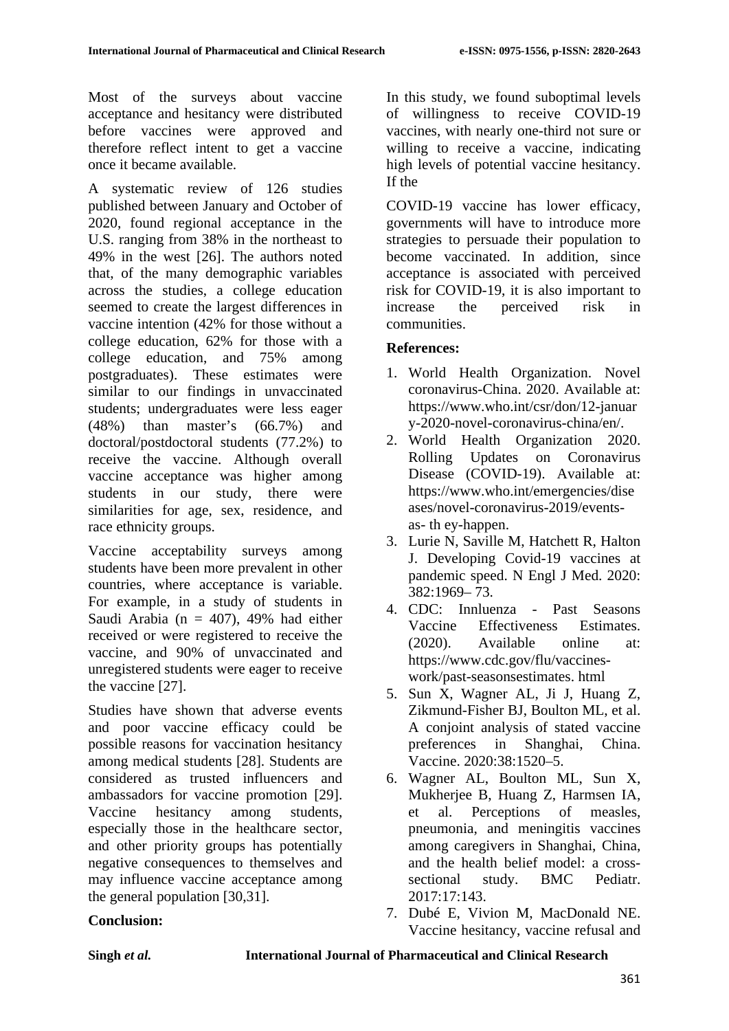Most of the surveys about vaccine acceptance and hesitancy were distributed before vaccines were approved and therefore reflect intent to get a vaccine once it became available.

A systematic review of 126 studies published between January and October of 2020, found regional acceptance in the U.S. ranging from 38% in the northeast to 49% in the west [26]. The authors noted that, of the many demographic variables across the studies, a college education seemed to create the largest differences in vaccine intention (42% for those without a college education, 62% for those with a college education, and 75% among postgraduates). These estimates were similar to our findings in unvaccinated students; undergraduates were less eager (48%) than master's (66.7%) and doctoral/postdoctoral students (77.2%) to receive the vaccine. Although overall vaccine acceptance was higher among students in our study, there were similarities for age, sex, residence, and race ethnicity groups.

Vaccine acceptability surveys among students have been more prevalent in other countries, where acceptance is variable. For example, in a study of students in Saudi Arabia (n = 407), 49% had either received or were registered to receive the vaccine, and 90% of unvaccinated and unregistered students were eager to receive the vaccine [27].

Studies have shown that adverse events and poor vaccine efficacy could be possible reasons for vaccination hesitancy among medical students [28]. Students are considered as trusted influencers and ambassadors for vaccine promotion [29]. Vaccine hesitancy among students, especially those in the healthcare sector, and other priority groups has potentially negative consequences to themselves and may influence vaccine acceptance among the general population [30,31].

**Conclusion:**

In this study, we found suboptimal levels of willingness to receive COVID-19 vaccines, with nearly one-third not sure or willing to receive a vaccine, indicating high levels of potential vaccine hesitancy. If the

COVID-19 vaccine has lower efficacy, governments will have to introduce more strategies to persuade their population to become vaccinated. In addition, since acceptance is associated with perceived risk for COVID-19, it is also important to increase the perceived risk in communities.

**References:**

1. World Health Organization. Novel coronavirus-China. 2020. Available at: https://www.who.int/csr/don/12-january-2020-novel-coronavirus-china/en/.
2. World Health Organization 2020. Rolling Updates on Coronavirus Disease (COVID-19). Available at: https://www.who.int/emergencies/diseases/novel-coronavirus-2019/events-as- th ey-happen.
3. Lurie N, Saville M, Hatchett R, Halton J. Developing Covid-19 vaccines at pandemic speed. N Engl J Med. 2020: 382:1969– 73.
4. CDC: Innluenza - Past Seasons Vaccine Effectiveness Estimates. (2020). Available online at: https://www.cdc.gov/flu/vaccines-work/past-seasonsestimates. html
5. Sun X, Wagner AL, Ji J, Huang Z, Zikmund-Fisher BJ, Boulton ML, et al. A conjoint analysis of stated vaccine preferences in Shanghai, China. Vaccine. 2020:38:1520–5.
6. Wagner AL, Boulton ML, Sun X, Mukherjee B, Huang Z, Harmsen IA, et al. Perceptions of measles, pneumonia, and meningitis vaccines among caregivers in Shanghai, China, and the health belief model: a cross-sectional study. BMC Pediatr. 2017:17:143.
7. Dubé E, Vivion M, MacDonald NE. Vaccine hesitancy, vaccine refusal and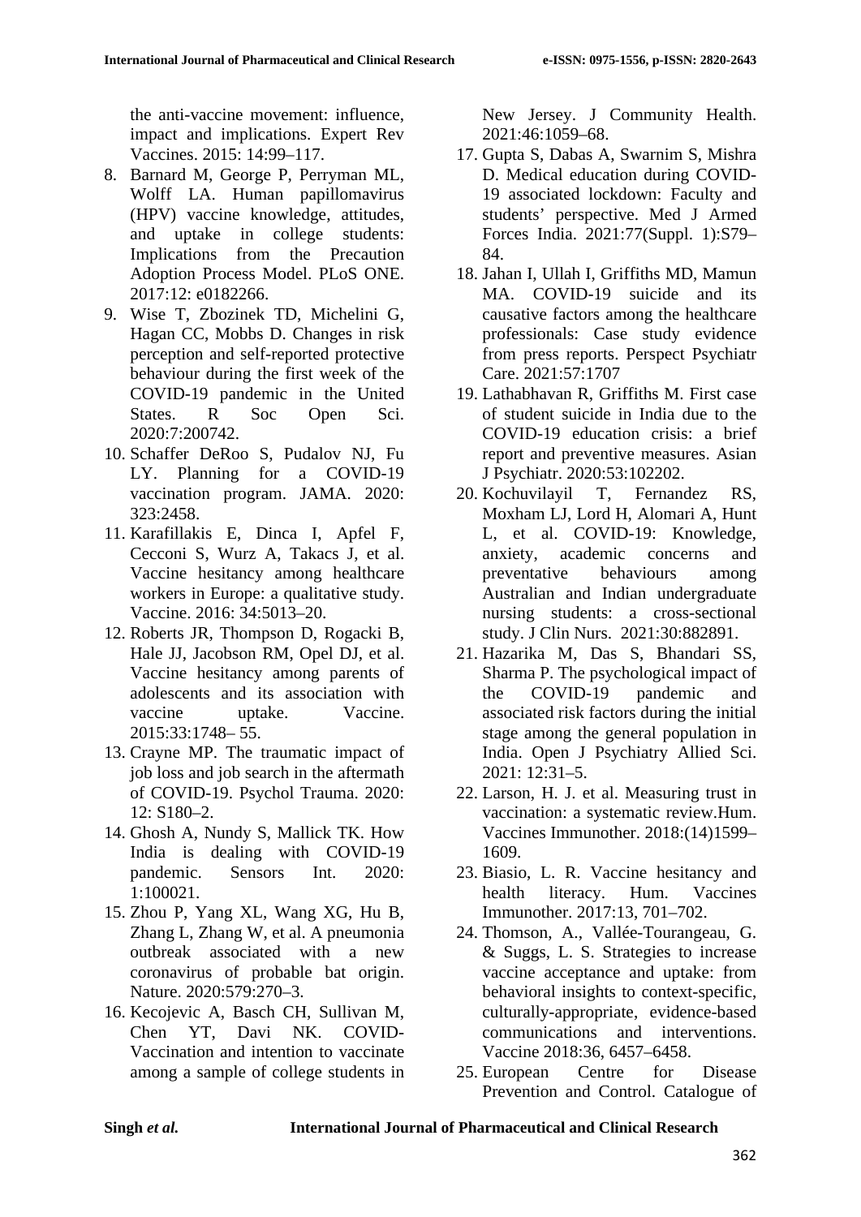the anti-vaccine movement: influence, impact and implications. Expert Rev Vaccines. 2015: 14:99–117.

8. Barnard M, George P, Perryman ML, Wolff LA. Human papillomavirus (HPV) vaccine knowledge, attitudes, and uptake in college students: Implications from the Precaution Adoption Process Model. PLoS ONE. 2017:12: e0182266.
9. Wise T, Zbozinek TD, Michelini G, Hagan CC, Mobbs D. Changes in risk perception and self-reported protective behaviour during the first week of the COVID-19 pandemic in the United States. R Soc Open Sci. 2020:7:200742.
10. Schaffer DeRoo S, Pudalov NJ, Fu LY. Planning for a COVID-19 vaccination program. JAMA. 2020: 323:2458.
11. Karafillakis E, Dinca I, Apfel F, Cecconi S, Wurz A, Takacs J, et al. Vaccine hesitancy among healthcare workers in Europe: a qualitative study. Vaccine. 2016: 34:5013–20.
12. Roberts JR, Thompson D, Rogacki B, Hale JJ, Jacobson RM, Opel DJ, et al. Vaccine hesitancy among parents of adolescents and its association with vaccine uptake. Vaccine. 2015:33:1748– 55.
13. Crayne MP. The traumatic impact of job loss and job search in the aftermath of COVID-19. Psychol Trauma. 2020: 12: S180–2.
14. Ghosh A, Nundy S, Mallick TK. How India is dealing with COVID-19 pandemic. Sensors Int. 2020: 1:100021.
15. Zhou P, Yang XL, Wang XG, Hu B, Zhang L, Zhang W, et al. A pneumonia outbreak associated with a new coronavirus of probable bat origin. Nature. 2020:579:270–3.
16. Kecojevic A, Basch CH, Sullivan M, Chen YT, Davi NK. COVID-Vaccination and intention to vaccinate among a sample of college students in New Jersey. J Community Health. 2021:46:1059–68.
17. Gupta S, Dabas A, Swarnim S, Mishra D. Medical education during COVID-19 associated lockdown: Faculty and students' perspective. Med J Armed Forces India. 2021:77(Suppl. 1):S79–84.
18. Jahan I, Ullah I, Griffiths MD, Mamun MA. COVID-19 suicide and its causative factors among the healthcare professionals: Case study evidence from press reports. Perspect Psychiatr Care. 2021:57:1707
19. Lathabhavan R, Griffiths M. First case of student suicide in India due to the COVID-19 education crisis: a brief report and preventive measures. Asian J Psychiatr. 2020:53:102202.
20. Kochuvilayil T, Fernandez RS, Moxham LJ, Lord H, Alomari A, Hunt L, et al. COVID-19: Knowledge, anxiety, academic concerns and preventative behaviours among Australian and Indian undergraduate nursing students: a cross-sectional study. J Clin Nurs. 2021:30:882891.
21. Hazarika M, Das S, Bhandari SS, Sharma P. The psychological impact of the COVID-19 pandemic and associated risk factors during the initial stage among the general population in India. Open J Psychiatry Allied Sci. 2021: 12:31–5.
22. Larson, H. J. et al. Measuring trust in vaccination: a systematic review.Hum. Vaccines Immunother. 2018:(14)1599–1609.
23. Biasio, L. R. Vaccine hesitancy and health literacy. Hum. Vaccines Immunother. 2017:13, 701–702.
24. Thomson, A., Vallée-Tourangeau, G. & Suggs, L. S. Strategies to increase vaccine acceptance and uptake: from behavioral insights to context-specific, culturally-appropriate, evidence-based communications and interventions. Vaccine 2018:36, 6457–6458.
25. European Centre for Disease Prevention and Control. Catalogue of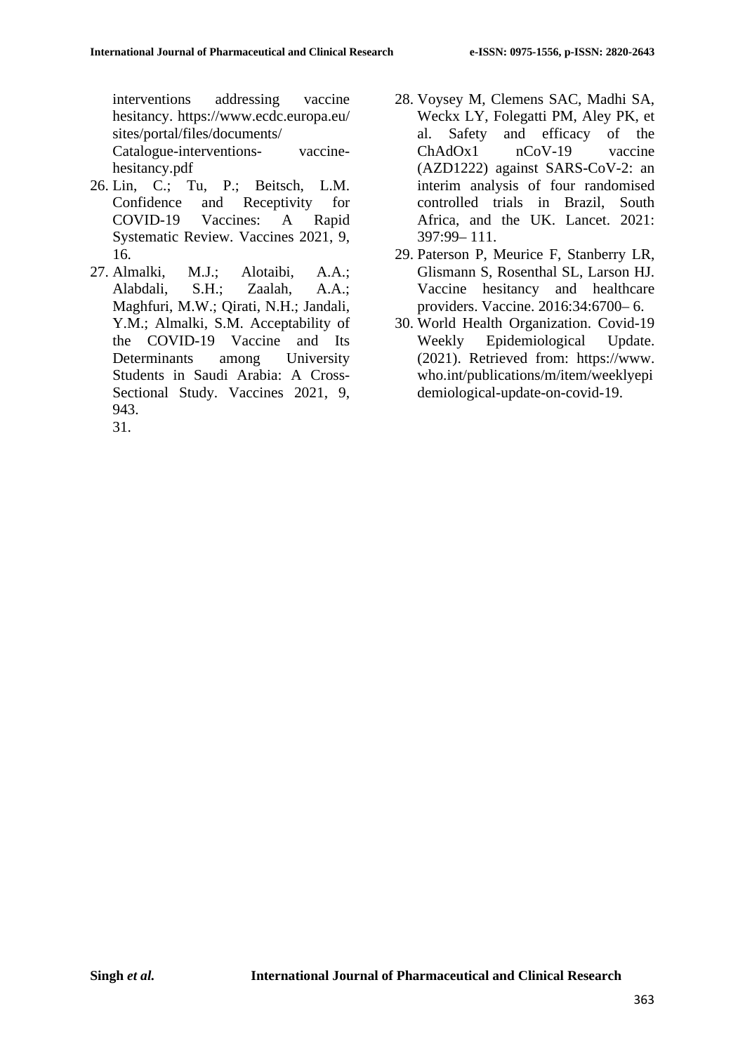interventions addressing vaccine hesitancy. https://www.ecdc.europa.eu/sites/portal/files/documents/Catalogue-interventions- vaccine-hesitancy.pdf

26. Lin, C.; Tu, P.; Beitsch, L.M. Confidence and Receptivity for COVID-19 Vaccines: A Rapid Systematic Review. Vaccines 2021, 9, 16.
27. Almalki, M.J.; Alotaibi, A.A.; Alabdali, S.H.; Zaalah, A.A.; Maghfuri, M.W.; Qirati, N.H.; Jandali, Y.M.; Almalki, S.M. Acceptability of the COVID-19 Vaccine and Its Determinants among University Students in Saudi Arabia: A Cross-Sectional Study. Vaccines 2021, 9, 943.
31.
28. Voysey M, Clemens SAC, Madhi SA, Weckx LY, Folegatti PM, Aley PK, et al. Safety and efficacy of the ChAdOx1 nCoV-19 vaccine (AZD1222) against SARS-CoV-2: an interim analysis of four randomised controlled trials in Brazil, South Africa, and the UK. Lancet. 2021: 397:99– 111.
29. Paterson P, Meurice F, Stanberry LR, Glismann S, Rosenthal SL, Larson HJ. Vaccine hesitancy and healthcare providers. Vaccine. 2016:34:6700– 6.
30. World Health Organization. Covid-19 Weekly Epidemiological Update. (2021). Retrieved from: https://www.who.int/publications/m/item/weeklyepidemiological-update-on-covid-19.